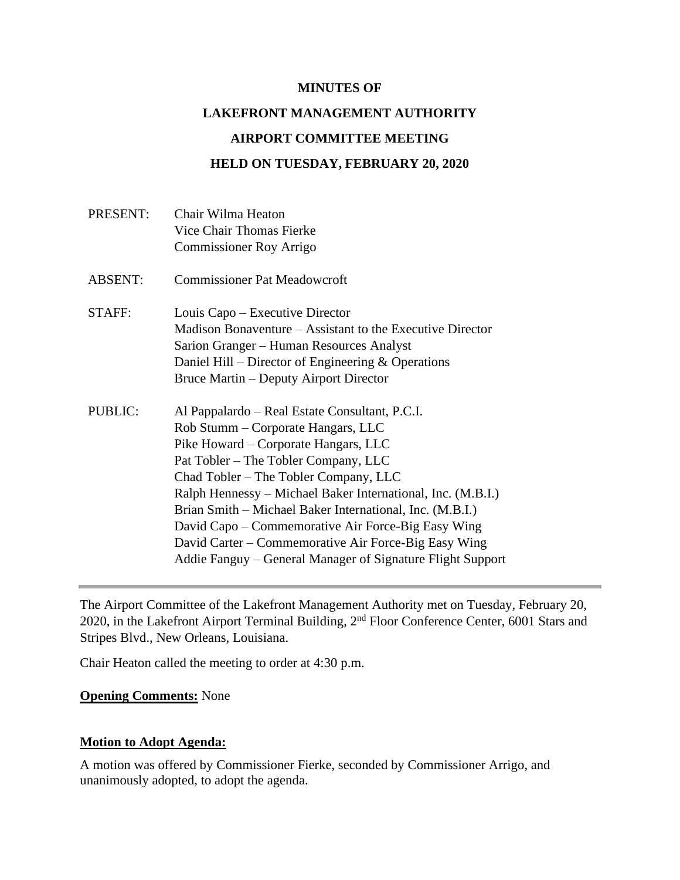# MINUTES OF

# LAKEFRONT MANAGEMENT AUTHORITY

# AIRPORT COMMITTEE MEETING

# HELD ON TUESDAY, FEBRUARY 20, 2020

PRESENT: Chair Wilma Heaton
Vice Chair Thomas Fierke
Commissioner Roy Arrigo

ABSENT: Commissioner Pat Meadowcroft

STAFF: Louis Capo – Executive Director
Madison Bonaventure – Assistant to the Executive Director
Sarion Granger – Human Resources Analyst
Daniel Hill – Director of Engineering & Operations
Bruce Martin – Deputy Airport Director

PUBLIC: Al Pappalardo – Real Estate Consultant, P.C.I.
Rob Stumm – Corporate Hangars, LLC
Pike Howard – Corporate Hangars, LLC
Pat Tobler – The Tobler Company, LLC
Chad Tobler – The Tobler Company, LLC
Ralph Hennessy – Michael Baker International, Inc. (M.B.I.)
Brian Smith – Michael Baker International, Inc. (M.B.I.)
David Capo – Commemorative Air Force-Big Easy Wing
David Carter – Commemorative Air Force-Big Easy Wing
Addie Fanguy – General Manager of Signature Flight Support

---

The Airport Committee of the Lakefront Management Authority met on Tuesday, February 20, 2020, in the Lakefront Airport Terminal Building, 2nd Floor Conference Center, 6001 Stars and Stripes Blvd., New Orleans, Louisiana.

Chair Heaton called the meeting to order at 4:30 p.m.

**Opening Comments:** None

**Motion to Adopt Agenda:**

A motion was offered by Commissioner Fierke, seconded by Commissioner Arrigo, and unanimously adopted, to adopt the agenda.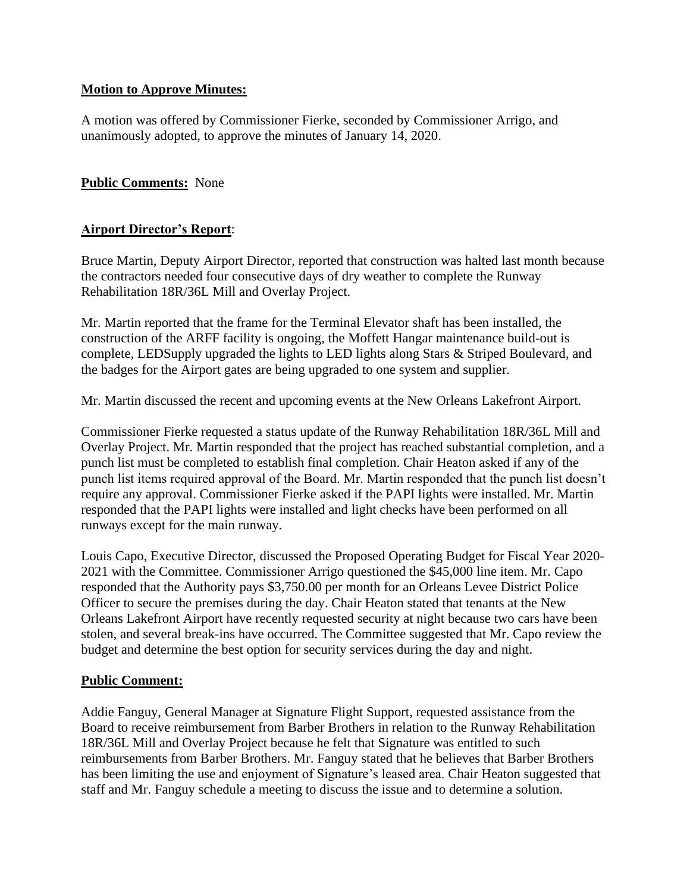**Motion to Approve Minutes:**

A motion was offered by Commissioner Fierke, seconded by Commissioner Arrigo, and unanimously adopted, to approve the minutes of January 14, 2020.

**Public Comments:** None

**Airport Director's Report**:

Bruce Martin, Deputy Airport Director, reported that construction was halted last month because the contractors needed four consecutive days of dry weather to complete the Runway Rehabilitation 18R/36L Mill and Overlay Project.

Mr. Martin reported that the frame for the Terminal Elevator shaft has been installed, the construction of the ARFF facility is ongoing, the Moffett Hangar maintenance build-out is complete, LEDSupply upgraded the lights to LED lights along Stars & Striped Boulevard, and the badges for the Airport gates are being upgraded to one system and supplier.

Mr. Martin discussed the recent and upcoming events at the New Orleans Lakefront Airport.

Commissioner Fierke requested a status update of the Runway Rehabilitation 18R/36L Mill and Overlay Project. Mr. Martin responded that the project has reached substantial completion, and a punch list must be completed to establish final completion. Chair Heaton asked if any of the punch list items required approval of the Board. Mr. Martin responded that the punch list doesn't require any approval. Commissioner Fierke asked if the PAPI lights were installed. Mr. Martin responded that the PAPI lights were installed and light checks have been performed on all runways except for the main runway.

Louis Capo, Executive Director, discussed the Proposed Operating Budget for Fiscal Year 2020-2021 with the Committee. Commissioner Arrigo questioned the $45,000 line item. Mr. Capo responded that the Authority pays $3,750.00 per month for an Orleans Levee District Police Officer to secure the premises during the day. Chair Heaton stated that tenants at the New Orleans Lakefront Airport have recently requested security at night because two cars have been stolen, and several break-ins have occurred. The Committee suggested that Mr. Capo review the budget and determine the best option for security services during the day and night.

**Public Comment:**

Addie Fanguy, General Manager at Signature Flight Support, requested assistance from the Board to receive reimbursement from Barber Brothers in relation to the Runway Rehabilitation 18R/36L Mill and Overlay Project because he felt that Signature was entitled to such reimbursements from Barber Brothers. Mr. Fanguy stated that he believes that Barber Brothers has been limiting the use and enjoyment of Signature's leased area. Chair Heaton suggested that staff and Mr. Fanguy schedule a meeting to discuss the issue and to determine a solution.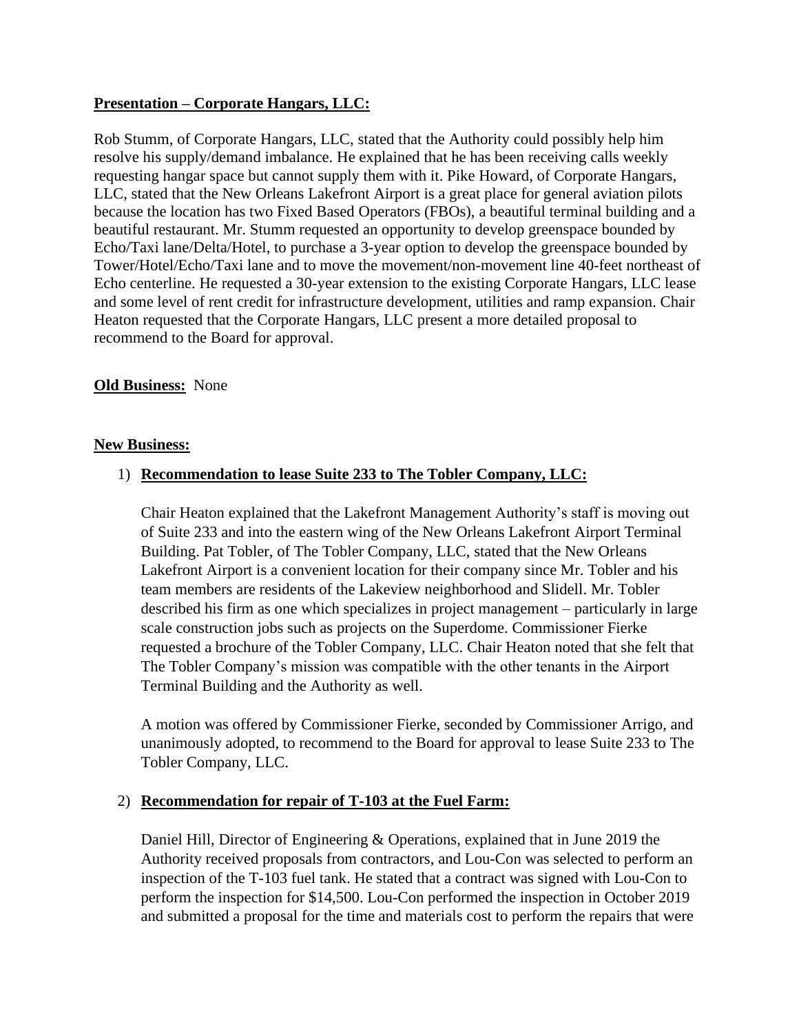**Presentation – Corporate Hangars, LLC:**

Rob Stumm, of Corporate Hangars, LLC, stated that the Authority could possibly help him resolve his supply/demand imbalance. He explained that he has been receiving calls weekly requesting hangar space but cannot supply them with it. Pike Howard, of Corporate Hangars, LLC, stated that the New Orleans Lakefront Airport is a great place for general aviation pilots because the location has two Fixed Based Operators (FBOs), a beautiful terminal building and a beautiful restaurant. Mr. Stumm requested an opportunity to develop greenspace bounded by Echo/Taxi lane/Delta/Hotel, to purchase a 3-year option to develop the greenspace bounded by Tower/Hotel/Echo/Taxi lane and to move the movement/non-movement line 40-feet northeast of Echo centerline. He requested a 30-year extension to the existing Corporate Hangars, LLC lease and some level of rent credit for infrastructure development, utilities and ramp expansion. Chair Heaton requested that the Corporate Hangars, LLC present a more detailed proposal to recommend to the Board for approval.

**Old Business:** None

**New Business:**

1) **Recommendation to lease Suite 233 to The Tobler Company, LLC:**

   Chair Heaton explained that the Lakefront Management Authority's staff is moving out of Suite 233 and into the eastern wing of the New Orleans Lakefront Airport Terminal Building. Pat Tobler, of The Tobler Company, LLC, stated that the New Orleans Lakefront Airport is a convenient location for their company since Mr. Tobler and his team members are residents of the Lakeview neighborhood and Slidell. Mr. Tobler described his firm as one which specializes in project management – particularly in large scale construction jobs such as projects on the Superdome. Commissioner Fierke requested a brochure of the Tobler Company, LLC. Chair Heaton noted that she felt that The Tobler Company's mission was compatible with the other tenants in the Airport Terminal Building and the Authority as well.

   A motion was offered by Commissioner Fierke, seconded by Commissioner Arrigo, and unanimously adopted, to recommend to the Board for approval to lease Suite 233 to The Tobler Company, LLC.

2) **Recommendation for repair of T-103 at the Fuel Farm:**

   Daniel Hill, Director of Engineering & Operations, explained that in June 2019 the Authority received proposals from contractors, and Lou-Con was selected to perform an inspection of the T-103 fuel tank. He stated that a contract was signed with Lou-Con to perform the inspection for $14,500. Lou-Con performed the inspection in October 2019 and submitted a proposal for the time and materials cost to perform the repairs that were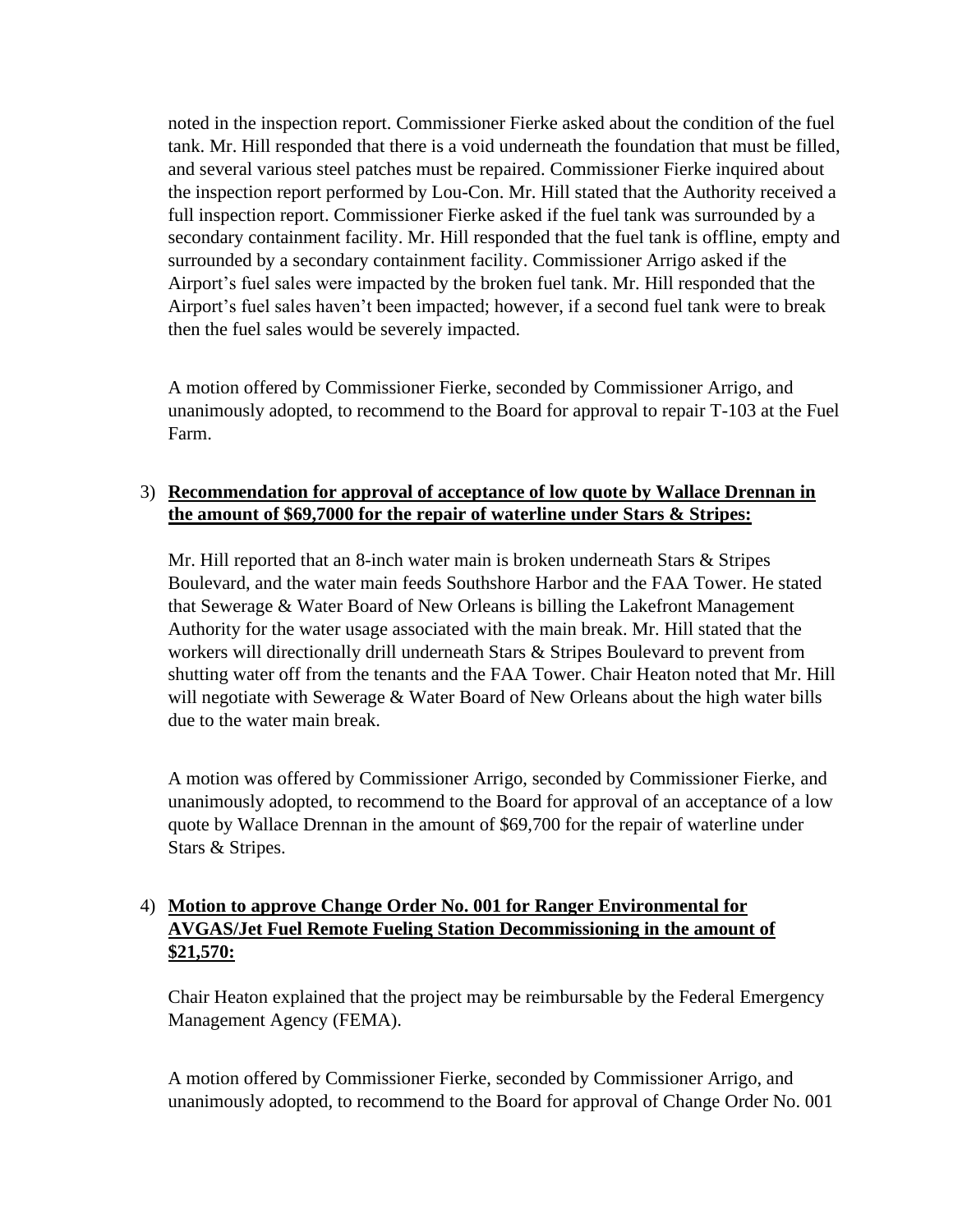noted in the inspection report. Commissioner Fierke asked about the condition of the fuel tank. Mr. Hill responded that there is a void underneath the foundation that must be filled, and several various steel patches must be repaired. Commissioner Fierke inquired about the inspection report performed by Lou-Con. Mr. Hill stated that the Authority received a full inspection report. Commissioner Fierke asked if the fuel tank was surrounded by a secondary containment facility. Mr. Hill responded that the fuel tank is offline, empty and surrounded by a secondary containment facility. Commissioner Arrigo asked if the Airport's fuel sales were impacted by the broken fuel tank. Mr. Hill responded that the Airport's fuel sales haven't been impacted; however, if a second fuel tank were to break then the fuel sales would be severely impacted.

A motion offered by Commissioner Fierke, seconded by Commissioner Arrigo, and unanimously adopted, to recommend to the Board for approval to repair T-103 at the Fuel Farm.

3) **Recommendation for approval of acceptance of low quote by Wallace Drennan in the amount of $69,7000 for the repair of waterline under Stars & Stripes:**

   Mr. Hill reported that an 8-inch water main is broken underneath Stars & Stripes Boulevard, and the water main feeds Southshore Harbor and the FAA Tower. He stated that Sewerage & Water Board of New Orleans is billing the Lakefront Management Authority for the water usage associated with the main break. Mr. Hill stated that the workers will directionally drill underneath Stars & Stripes Boulevard to prevent from shutting water off from the tenants and the FAA Tower. Chair Heaton noted that Mr. Hill will negotiate with Sewerage & Water Board of New Orleans about the high water bills due to the water main break.

   A motion was offered by Commissioner Arrigo, seconded by Commissioner Fierke, and unanimously adopted, to recommend to the Board for approval of an acceptance of a low quote by Wallace Drennan in the amount of $69,700 for the repair of waterline under Stars & Stripes.

4) **Motion to approve Change Order No. 001 for Ranger Environmental for AVGAS/Jet Fuel Remote Fueling Station Decommissioning in the amount of $21,570:**

   Chair Heaton explained that the project may be reimbursable by the Federal Emergency Management Agency (FEMA).

   A motion offered by Commissioner Fierke, seconded by Commissioner Arrigo, and unanimously adopted, to recommend to the Board for approval of Change Order No. 001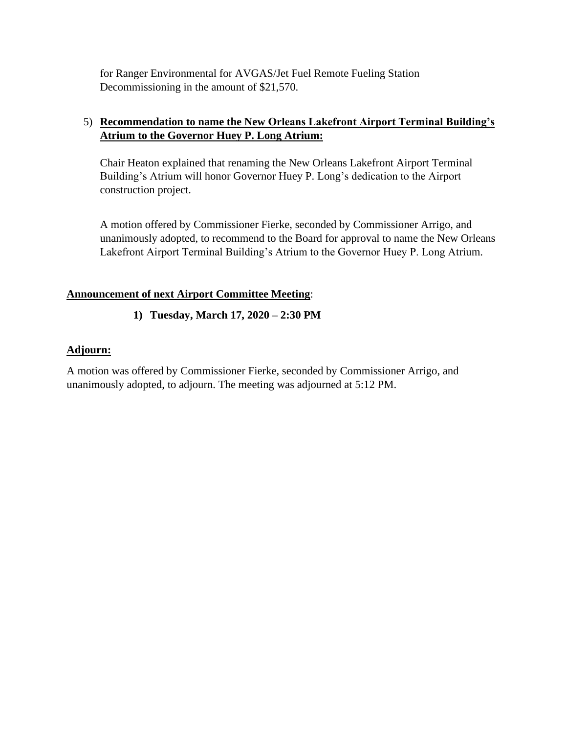for Ranger Environmental for AVGAS/Jet Fuel Remote Fueling Station Decommissioning in the amount of $21,570.

5) **Recommendation to name the New Orleans Lakefront Airport Terminal Building's Atrium to the Governor Huey P. Long Atrium:**

   Chair Heaton explained that renaming the New Orleans Lakefront Airport Terminal Building's Atrium will honor Governor Huey P. Long's dedication to the Airport construction project.

   A motion offered by Commissioner Fierke, seconded by Commissioner Arrigo, and unanimously adopted, to recommend to the Board for approval to name the New Orleans Lakefront Airport Terminal Building's Atrium to the Governor Huey P. Long Atrium.

**Announcement of next Airport Committee Meeting**:

1) **Tuesday, March 17, 2020 – 2:30 PM**

**Adjourn:**

A motion was offered by Commissioner Fierke, seconded by Commissioner Arrigo, and unanimously adopted, to adjourn. The meeting was adjourned at 5:12 PM.